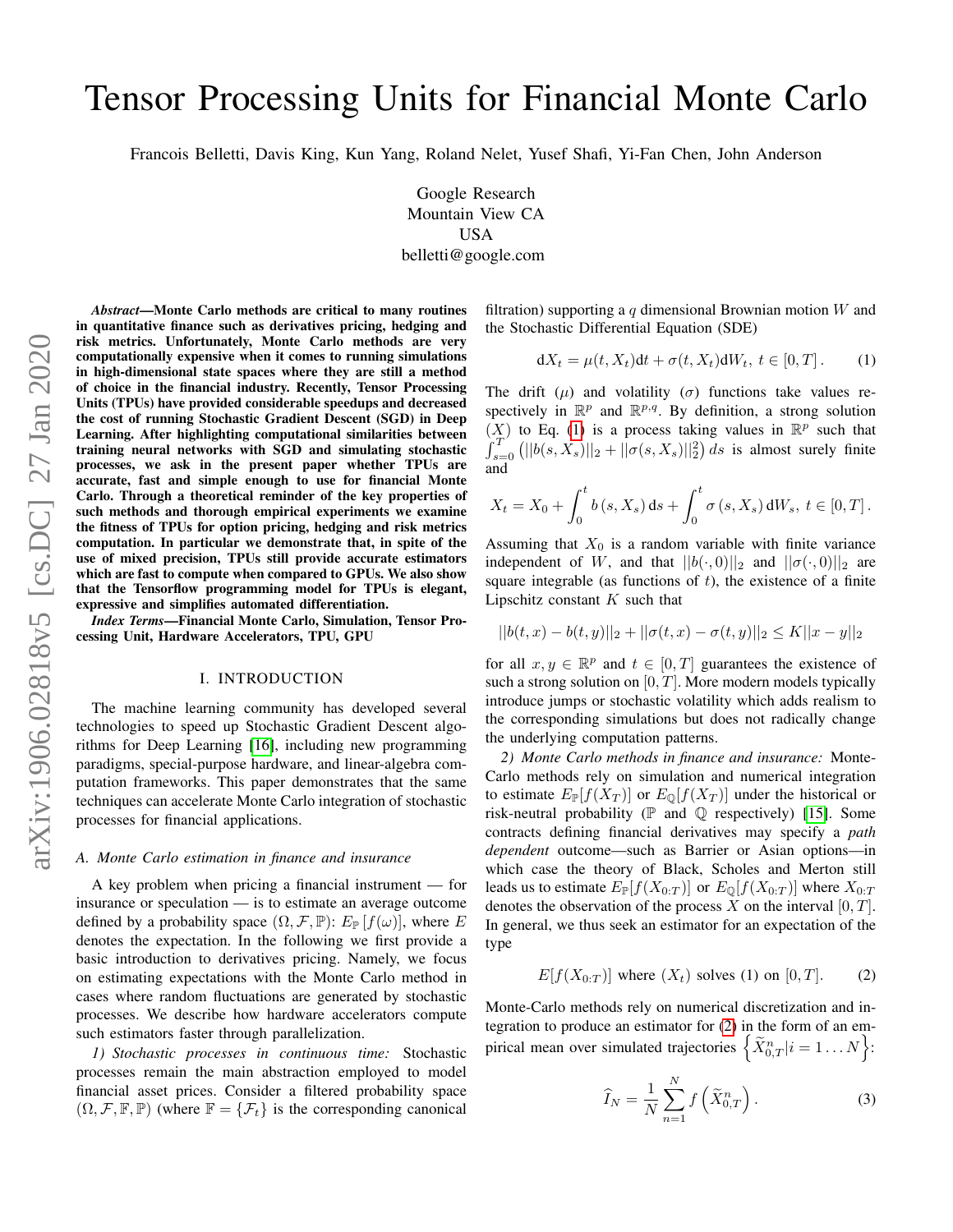# Tensor Processing Units for Financial Monte Carlo

Francois Belletti, Davis King, Kun Yang, Roland Nelet, Yusef Shafi, Yi-Fan Chen, John Anderson

Google Research
Mountain View CA
USA
belletti@google.com

***Abstract*—Monte Carlo methods are critical to many routines in quantitative finance such as derivatives pricing, hedging and risk metrics. Unfortunately, Monte Carlo methods are very computationally expensive when it comes to running simulations in high-dimensional state spaces where they are still a method of choice in the financial industry. Recently, Tensor Processing Units (TPUs) have provided considerable speedups and decreased the cost of running Stochastic Gradient Descent (SGD) in Deep Learning. After highlighting computational similarities between training neural networks with SGD and simulating stochastic processes, we ask in the present paper whether TPUs are accurate, fast and simple enough to use for financial Monte Carlo. Through a theoretical reminder of the key properties of such methods and thorough empirical experiments we examine the fitness of TPUs for option pricing, hedging and risk metrics computation. In particular we demonstrate that, in spite of the use of mixed precision, TPUs still provide accurate estimators which are fast to compute when compared to GPUs. We also show that the Tensorflow programming model for TPUs is elegant, expressive and simplifies automated differentiation.**

***Index Terms*—Financial Monte Carlo, Simulation, Tensor Processing Unit, Hardware Accelerators, TPU, GPU**

## I. INTRODUCTION

The machine learning community has developed several technologies to speed up Stochastic Gradient Descent algorithms for Deep Learning [16], including new programming paradigms, special-purpose hardware, and linear-algebra computation frameworks. This paper demonstrates that the same techniques can accelerate Monte Carlo integration of stochastic processes for financial applications.

### A. Monte Carlo estimation in finance and insurance

A key problem when pricing a financial instrument — for insurance or speculation — is to estimate an average outcome defined by a probability space $(\Omega, \mathcal{F}, \mathbb{P})$: $E_{\mathbb{P}}[f(\omega)]$, where $E$ denotes the expectation. In the following we first provide a basic introduction to derivatives pricing. Namely, we focus on estimating expectations with the Monte Carlo method in cases where random fluctuations are generated by stochastic processes. We describe how hardware accelerators compute such estimators faster through parallelization.

*1) Stochastic processes in continuous time:* Stochastic processes remain the main abstraction employed to model financial asset prices. Consider a filtered probability space $(\Omega, \mathcal{F}, \mathbb{F}, \mathbb{P})$ (where $\mathbb{F} = \{\mathcal{F}_t\}$ is the corresponding canonical filtration) supporting a $q$ dimensional Brownian motion $W$ and the Stochastic Differential Equation (SDE)

$$\mathrm{d}X_t = \mu(t, X_t)\mathrm{d}t + \sigma(t, X_t)\mathrm{d}W_t,\ t \in [0, T]\,. \tag{1}$$

The drift ($\mu$) and volatility ($\sigma$) functions take values respectively in $\mathbb{R}^p$ and $\mathbb{R}^{p,q}$. By definition, a strong solution $(X)$ to Eq. (1) is a process taking values in $\mathbb{R}^p$ such that $\int_{s=0}^{T} \left(||b(s, X_s)||_2 + ||\sigma(s, X_s)||_2^2\right) ds$ is almost surely finite and

$$X_t = X_0 + \int_0^t b\left(s, X_s\right) \mathrm{d}s + \int_0^t \sigma\left(s, X_s\right) \mathrm{d}W_s,\ t \in [0, T]\,.$$

Assuming that $X_0$ is a random variable with finite variance independent of $W$, and that $||b(\cdot, 0)||_2$ and $||\sigma(\cdot, 0)||_2$ are square integrable (as functions of $t$), the existence of a finite Lipschitz constant $K$ such that

$$||b(t, x) - b(t, y)||_2 + ||\sigma(t, x) - \sigma(t, y)||_2 \leq K||x - y||_2$$

for all $x, y \in \mathbb{R}^p$ and $t \in [0, T]$ guarantees the existence of such a strong solution on $[0, T]$. More modern models typically introduce jumps or stochastic volatility which adds realism to the corresponding simulations but does not radically change the underlying computation patterns.

*2) Monte Carlo methods in finance and insurance:* Monte-Carlo methods rely on simulation and numerical integration to estimate $E_{\mathbb{P}}[f(X_T)]$ or $E_{\mathbb{Q}}[f(X_T)]$ under the historical or risk-neutral probability ($\mathbb{P}$ and $\mathbb{Q}$ respectively) [15]. Some contracts defining financial derivatives may specify a *path dependent* outcome—such as Barrier or Asian options—in which case the theory of Black, Scholes and Merton still leads us to estimate $E_{\mathbb{P}}[f(X_{0:T})]$ or $E_{\mathbb{Q}}[f(X_{0:T})]$ where $X_{0:T}$ denotes the observation of the process $X$ on the interval $[0, T]$. In general, we thus seek an estimator for an expectation of the type

$$E[f(X_{0:T})] \text{ where } (X_t) \text{ solves (1) on } [0, T]. \tag{2}$$

Monte-Carlo methods rely on numerical discretization and integration to produce an estimator for (2) in the form of an empirical mean over simulated trajectories $\left\{\widetilde{X}_{0,T}^n | i = 1 \ldots N\right\}$:

$$\widehat{I}_N = \frac{1}{N} \sum_{n=1}^{N} f\left(\widetilde{X}_{0,T}^n\right). \tag{3}$$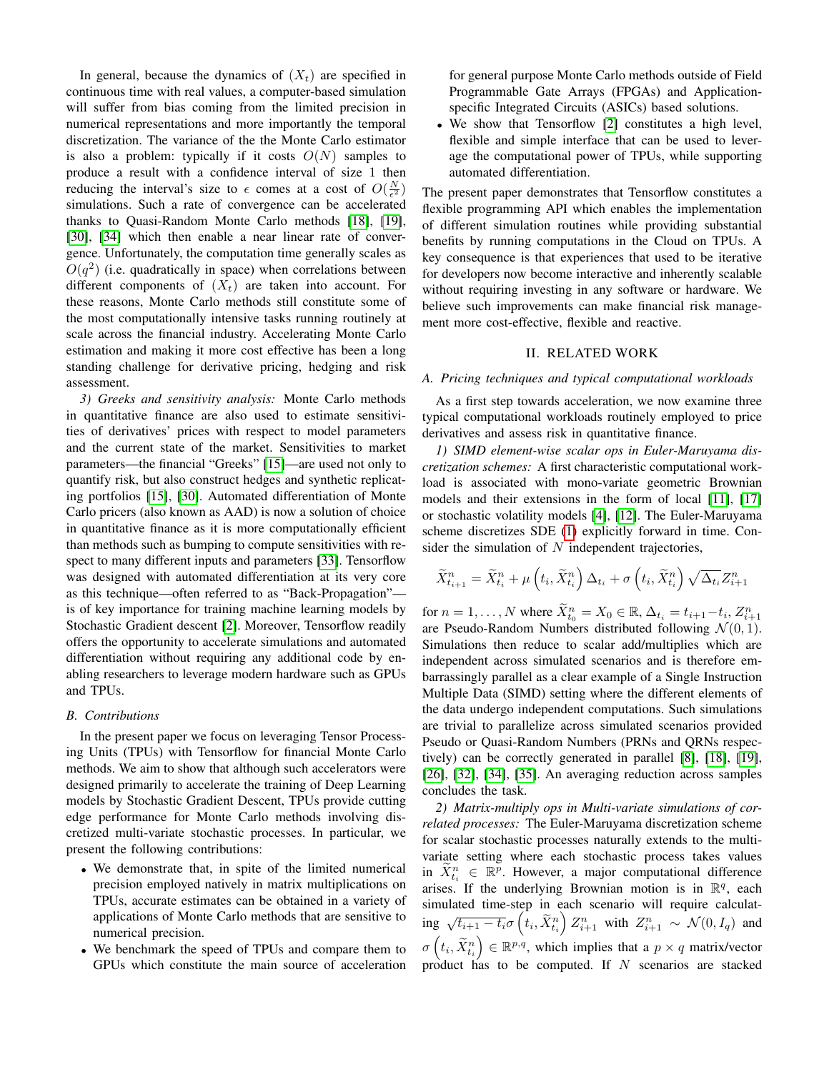In general, because the dynamics of $(X_t)$ are specified in continuous time with real values, a computer-based simulation will suffer from bias coming from the limited precision in numerical representations and more importantly the temporal discretization. The variance of the the Monte Carlo estimator is also a problem: typically if it costs $O(N)$ samples to produce a result with a confidence interval of size 1 then reducing the interval's size to $\epsilon$ comes at a cost of $O(\frac{N}{\epsilon^2})$ simulations. Such a rate of convergence can be accelerated thanks to Quasi-Random Monte Carlo methods [18], [19], [30], [34] which then enable a near linear rate of convergence. Unfortunately, the computation time generally scales as $O(q^2)$ (i.e. quadratically in space) when correlations between different components of $(X_t)$ are taken into account. For these reasons, Monte Carlo methods still constitute some of the most computationally intensive tasks running routinely at scale across the financial industry. Accelerating Monte Carlo estimation and making it more cost effective has been a long standing challenge for derivative pricing, hedging and risk assessment.

*3) Greeks and sensitivity analysis:* Monte Carlo methods in quantitative finance are also used to estimate sensitivities of derivatives' prices with respect to model parameters and the current state of the market. Sensitivities to market parameters—the financial "Greeks" [15]—are used not only to quantify risk, but also construct hedges and synthetic replicating portfolios [15], [30]. Automated differentiation of Monte Carlo pricers (also known as AAD) is now a solution of choice in quantitative finance as it is more computationally efficient than methods such as bumping to compute sensitivities with respect to many different inputs and parameters [33]. Tensorflow was designed with automated differentiation at its very core as this technique—often referred to as "Back-Propagation"—is of key importance for training machine learning models by Stochastic Gradient descent [2]. Moreover, Tensorflow readily offers the opportunity to accelerate simulations and automated differentiation without requiring any additional code by enabling researchers to leverage modern hardware such as GPUs and TPUs.

### B. Contributions

In the present paper we focus on leveraging Tensor Processing Units (TPUs) with Tensorflow for financial Monte Carlo methods. We aim to show that although such accelerators were designed primarily to accelerate the training of Deep Learning models by Stochastic Gradient Descent, TPUs provide cutting edge performance for Monte Carlo methods involving discretized multi-variate stochastic processes. In particular, we present the following contributions:

- We demonstrate that, in spite of the limited numerical precision employed natively in matrix multiplications on TPUs, accurate estimates can be obtained in a variety of applications of Monte Carlo methods that are sensitive to numerical precision.
- We benchmark the speed of TPUs and compare them to GPUs which constitute the main source of acceleration for general purpose Monte Carlo methods outside of Field Programmable Gate Arrays (FPGAs) and Application-specific Integrated Circuits (ASICs) based solutions.
- We show that Tensorflow [2] constitutes a high level, flexible and simple interface that can be used to leverage the computational power of TPUs, while supporting automated differentiation.

The present paper demonstrates that Tensorflow constitutes a flexible programming API which enables the implementation of different simulation routines while providing substantial benefits by running computations in the Cloud on TPUs. A key consequence is that experiences that used to be iterative for developers now become interactive and inherently scalable without requiring investing in any software or hardware. We believe such improvements can make financial risk management more cost-effective, flexible and reactive.

## II. RELATED WORK

### A. Pricing techniques and typical computational workloads

As a first step towards acceleration, we now examine three typical computational workloads routinely employed to price derivatives and assess risk in quantitative finance.

*1) SIMD element-wise scalar ops in Euler-Maruyama discretization schemes:* A first characteristic computational workload is associated with mono-variate geometric Brownian models and their extensions in the form of local [11], [17] or stochastic volatility models [4], [12]. The Euler-Maruyama scheme discretizes SDE (1) explicitly forward in time. Consider the simulation of $N$ independent trajectories,

$$\widetilde{X}^n_{t_{i+1}} = \widetilde{X}^n_{t_i} + \mu\left(t_i, \widetilde{X}^n_{t_i}\right)\Delta_{t_i} + \sigma\left(t_i, \widetilde{X}^n_{t_i}\right)\sqrt{\Delta_{t_i}}Z^n_{i+1}$$

for $n = 1, \ldots, N$ where $\widetilde{X}^n_{t_0} = X_0 \in \mathbb{R}$, $\Delta_{t_i} = t_{i+1} - t_i$, $Z^n_{i+1}$ are Pseudo-Random Numbers distributed following $\mathcal{N}(0, 1)$. Simulations then reduce to scalar add/multiplies which are independent across simulated scenarios and is therefore embarrassingly parallel as a clear example of a Single Instruction Multiple Data (SIMD) setting where the different elements of the data undergo independent computations. Such simulations are trivial to parallelize across simulated scenarios provided Pseudo or Quasi-Random Numbers (PRNs and QRNs respectively) can be correctly generated in parallel [8], [18], [19], [26], [32], [34], [35]. An averaging reduction across samples concludes the task.

*2) Matrix-multiply ops in Multi-variate simulations of correlated processes:* The Euler-Maruyama discretization scheme for scalar stochastic processes naturally extends to the multi-variate setting where each stochastic process takes values in $\widetilde{X}^n_{t_i} \in \mathbb{R}^p$. However, a major computational difference arises. If the underlying Brownian motion is in $\mathbb{R}^q$, each simulated time-step in each scenario will require calculating $\sqrt{t_{i+1} - t_i}\sigma\left(t_i, \widetilde{X}^n_{t_i}\right)Z^n_{i+1}$ with $Z^n_{i+1} \sim \mathcal{N}(0, I_q)$ and $\sigma\left(t_i, \widetilde{X}^n_{t_i}\right) \in \mathbb{R}^{p,q}$, which implies that a $p \times q$ matrix/vector product has to be computed. If $N$ scenarios are stacked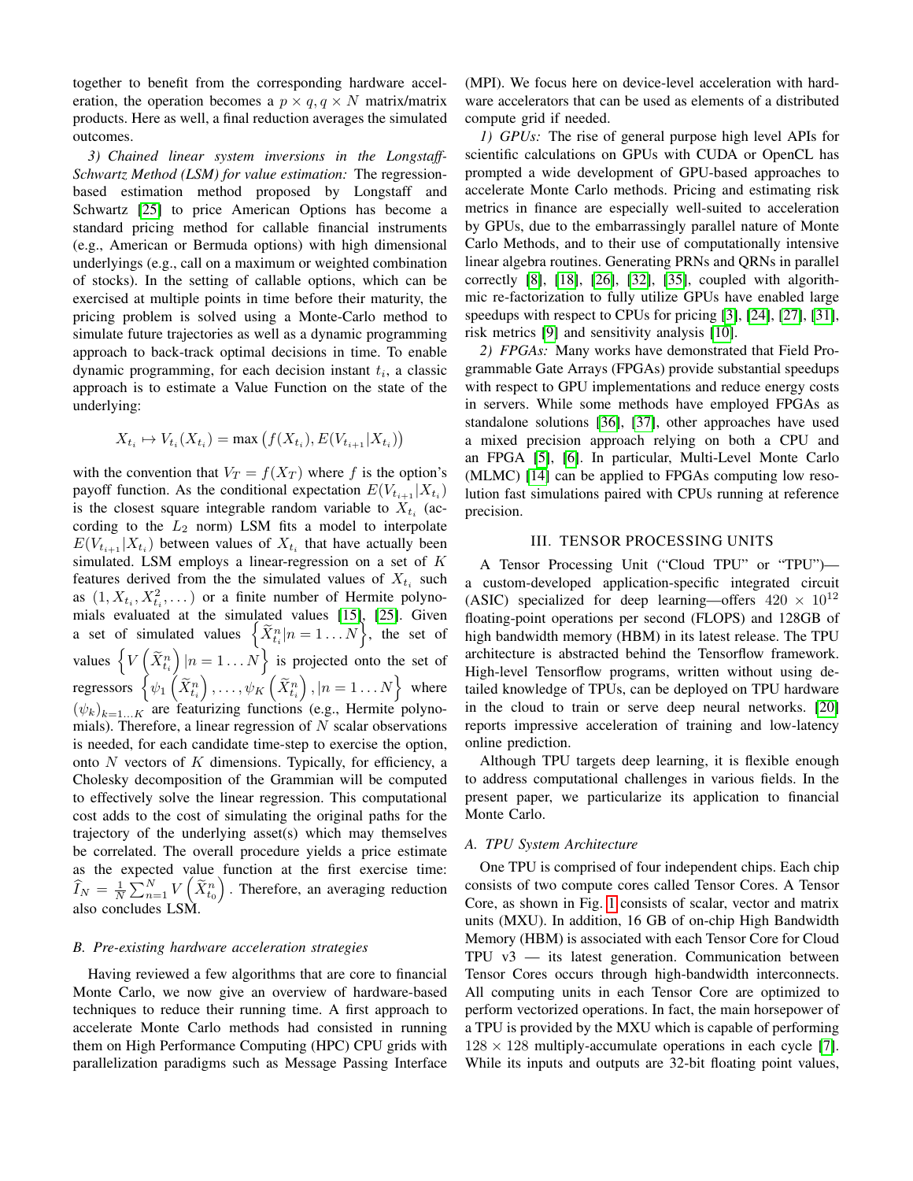together to benefit from the corresponding hardware acceleration, the operation becomes a $p \times q, q \times N$ matrix/matrix products. Here as well, a final reduction averages the simulated outcomes.

*3) Chained linear system inversions in the Longstaff-Schwartz Method (LSM) for value estimation:* The regression-based estimation method proposed by Longstaff and Schwartz [25] to price American Options has become a standard pricing method for callable financial instruments (e.g., American or Bermuda options) with high dimensional underlyings (e.g., call on a maximum or weighted combination of stocks). In the setting of callable options, which can be exercised at multiple points in time before their maturity, the pricing problem is solved using a Monte-Carlo method to simulate future trajectories as well as a dynamic programming approach to back-track optimal decisions in time. To enable dynamic programming, for each decision instant $t_i$, a classic approach is to estimate a Value Function on the state of the underlying:

$$X_{t_i} \mapsto V_{t_i}(X_{t_i}) = \max\left(f(X_{t_i}), E(V_{t_{i+1}}|X_{t_i})\right)$$

with the convention that $V_T = f(X_T)$ where $f$ is the option's payoff function. As the conditional expectation $E(V_{t_{i+1}}|X_{t_i})$ is the closest square integrable random variable to $X_{t_i}$ (according to the $L_2$ norm) LSM fits a model to interpolate $E(V_{t_{i+1}}|X_{t_i})$ between values of $X_{t_i}$ that have actually been simulated. LSM employs a linear-regression on a set of $K$ features derived from the the simulated values of $X_{t_i}$ such as $(1, X_{t_i}, X_{t_i}^2, \dots)$ or a finite number of Hermite polynomials evaluated at the simulated values [15], [25]. Given a set of simulated values $\left\{\widetilde{X}_{t_i}^n | n = 1 \dots N\right\}$, the set of values $\left\{V\left(\widetilde{X}_{t_i}^n\right) | n = 1 \dots N\right\}$ is projected onto the set of regressors $\left\{\psi_1\left(\widetilde{X}_{t_i}^n\right), \dots, \psi_K\left(\widetilde{X}_{t_i}^n\right), | n = 1 \dots N\right\}$ where $(\psi_k)_{k=1\dots K}$ are featurizing functions (e.g., Hermite polynomials). Therefore, a linear regression of $N$ scalar observations is needed, for each candidate time-step to exercise the option, onto $N$ vectors of $K$ dimensions. Typically, for efficiency, a Cholesky decomposition of the Grammian will be computed to effectively solve the linear regression. This computational cost adds to the cost of simulating the original paths for the trajectory of the underlying asset(s) which may themselves be correlated. The overall procedure yields a price estimate as the expected value function at the first exercise time: $\widehat{I}_N = \frac{1}{N}\sum_{n=1}^{N} V\left(\widetilde{X}_{t_0}^n\right)$. Therefore, an averaging reduction also concludes LSM.

### B. Pre-existing hardware acceleration strategies

Having reviewed a few algorithms that are core to financial Monte Carlo, we now give an overview of hardware-based techniques to reduce their running time. A first approach to accelerate Monte Carlo methods had consisted in running them on High Performance Computing (HPC) CPU grids with parallelization paradigms such as Message Passing Interface (MPI). We focus here on device-level acceleration with hardware accelerators that can be used as elements of a distributed compute grid if needed.

*1) GPUs:* The rise of general purpose high level APIs for scientific calculations on GPUs with CUDA or OpenCL has prompted a wide development of GPU-based approaches to accelerate Monte Carlo methods. Pricing and estimating risk metrics in finance are especially well-suited to acceleration by GPUs, due to the embarrassingly parallel nature of Monte Carlo Methods, and to their use of computationally intensive linear algebra routines. Generating PRNs and QRNs in parallel correctly [8], [18], [26], [32], [35], coupled with algorithmic re-factorization to fully utilize GPUs have enabled large speedups with respect to CPUs for pricing [3], [24], [27], [31], risk metrics [9] and sensitivity analysis [10].

*2) FPGAs:* Many works have demonstrated that Field Programmable Gate Arrays (FPGAs) provide substantial speedups with respect to GPU implementations and reduce energy costs in servers. While some methods have employed FPGAs as standalone solutions [36], [37], other approaches have used a mixed precision approach relying on both a CPU and an FPGA [5], [6]. In particular, Multi-Level Monte Carlo (MLMC) [14] can be applied to FPGAs computing low resolution fast simulations paired with CPUs running at reference precision.

## III. Tensor Processing Units

A Tensor Processing Unit ("Cloud TPU" or "TPU")—a custom-developed application-specific integrated circuit (ASIC) specialized for deep learning—offers $420 \times 10^{12}$ floating-point operations per second (FLOPS) and 128GB of high bandwidth memory (HBM) in its latest release. The TPU architecture is abstracted behind the Tensorflow framework. High-level Tensorflow programs, written without using detailed knowledge of TPUs, can be deployed on TPU hardware in the cloud to train or serve deep neural networks. [20] reports impressive acceleration of training and low-latency online prediction.

Although TPU targets deep learning, it is flexible enough to address computational challenges in various fields. In the present paper, we particularize its application to financial Monte Carlo.

### A. TPU System Architecture

One TPU is comprised of four independent chips. Each chip consists of two compute cores called Tensor Cores. A Tensor Core, as shown in Fig. 1 consists of scalar, vector and matrix units (MXU). In addition, 16 GB of on-chip High Bandwidth Memory (HBM) is associated with each Tensor Core for Cloud TPU v3 — its latest generation. Communication between Tensor Cores occurs through high-bandwidth interconnects. All computing units in each Tensor Core are optimized to perform vectorized operations. In fact, the main horsepower of a TPU is provided by the MXU which is capable of performing $128 \times 128$ multiply-accumulate operations in each cycle [7]. While its inputs and outputs are 32-bit floating point values,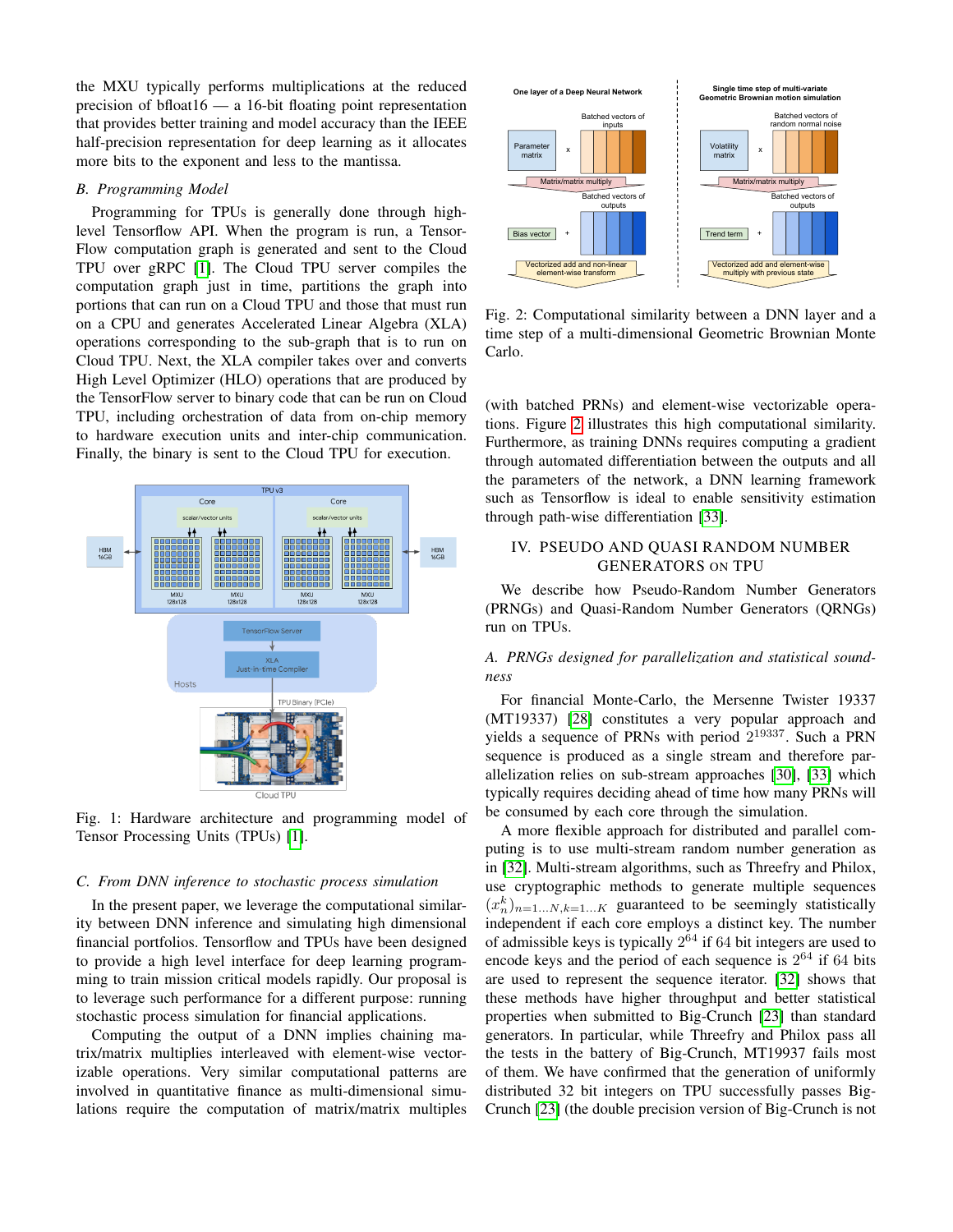the MXU typically performs multiplications at the reduced precision of bfloat16 — a 16-bit floating point representation that provides better training and model accuracy than the IEEE half-precision representation for deep learning as it allocates more bits to the exponent and less to the mantissa.

### B. Programming Model

Programming for TPUs is generally done through high-level Tensorflow API. When the program is run, a TensorFlow computation graph is generated and sent to the Cloud TPU over gRPC [1]. The Cloud TPU server compiles the computation graph just in time, partitions the graph into portions that can run on a Cloud TPU and those that must run on a CPU and generates Accelerated Linear Algebra (XLA) operations corresponding to the sub-graph that is to run on Cloud TPU. Next, the XLA compiler takes over and converts High Level Optimizer (HLO) operations that are produced by the TensorFlow server to binary code that can be run on Cloud TPU, including orchestration of data from on-chip memory to hardware execution units and inter-chip communication. Finally, the binary is sent to the Cloud TPU for execution.

Fig. 1: Hardware architecture and programming model of Tensor Processing Units (TPUs) [1].

### C. From DNN inference to stochastic process simulation

In the present paper, we leverage the computational similarity between DNN inference and simulating high dimensional financial portfolios. Tensorflow and TPUs have been designed to provide a high level interface for deep learning programming to train mission critical models rapidly. Our proposal is to leverage such performance for a different purpose: running stochastic process simulation for financial applications.

Computing the output of a DNN implies chaining matrix/matrix multiplies interleaved with element-wise vectorizable operations. Very similar computational patterns are involved in quantitative finance as multi-dimensional simulations require the computation of matrix/matrix multiples (with batched PRNs) and element-wise vectorizable operations. Figure 2 illustrates this high computational similarity. Furthermore, as training DNNs requires computing a gradient through automated differentiation between the outputs and all the parameters of the network, a DNN learning framework such as Tensorflow is ideal to enable sensitivity estimation through path-wise differentiation [33].

Fig. 2: Computational similarity between a DNN layer and a time step of a multi-dimensional Geometric Brownian Monte Carlo.

## IV. PSEUDO AND QUASI RANDOM NUMBER GENERATORS ON TPU

We describe how Pseudo-Random Number Generators (PRNGs) and Quasi-Random Number Generators (QRNGs) run on TPUs.

### A. PRNGs designed for parallelization and statistical soundness

For financial Monte-Carlo, the Mersenne Twister 19337 (MT19337) [28] constitutes a very popular approach and yields a sequence of PRNs with period $2^{19337}$. Such a PRN sequence is produced as a single stream and therefore parallelization relies on sub-stream approaches [30], [33] which typically requires deciding ahead of time how many PRNs will be consumed by each core through the simulation.

A more flexible approach for distributed and parallel computing is to use multi-stream random number generation as in [32]. Multi-stream algorithms, such as Threefry and Philox, use cryptographic methods to generate multiple sequences $(x_n^k)_{n=1\ldots N, k=1\ldots K}$ guaranteed to be seemingly statistically independent if each core employs a distinct key. The number of admissible keys is typically $2^{64}$ if 64 bit integers are used to encode keys and the period of each sequence is $2^{64}$ if 64 bits are used to represent the sequence iterator. [32] shows that these methods have higher throughput and better statistical properties when submitted to Big-Crunch [23] than standard generators. In particular, while Threefry and Philox pass all the tests in the battery of Big-Crunch, MT19937 fails most of them. We have confirmed that the generation of uniformly distributed 32 bit integers on TPU successfully passes Big-Crunch [23] (the double precision version of Big-Crunch is not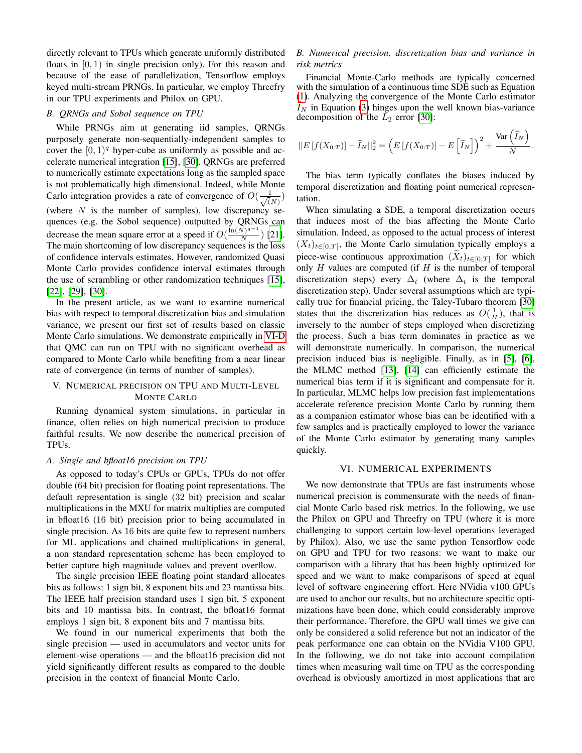directly relevant to TPUs which generate uniformly distributed floats in $[0, 1)$ in single precision only). For this reason and because of the ease of parallelization, Tensorflow employs keyed multi-stream PRNGs. In particular, we employ Threefry in our TPU experiments and Philox on GPU.

### B. QRNGs and Sobol sequence on TPU

While PRNGs aim at generating iid samples, QRNGs purposely generate non-sequentially-independent samples to cover the $[0, 1)^q$ hyper-cube as uniformly as possible and accelerate numerical integration [15], [30]. QRNGs are preferred to numerically estimate expectations long as the sampled space is not problematically high dimensional. Indeed, while Monte Carlo integration provides a rate of convergence of $O(\frac{1}{\sqrt{(N)}})$ (where $N$ is the number of samples), low discrepancy sequences (e.g. the Sobol sequence) outputted by QRNGs can decrease the mean square error at a speed if $O(\frac{\ln(N)^{q-1}}{N})$ [21]. The main shortcoming of low discrepancy sequences is the loss of confidence intervals estimates. However, randomized Quasi Monte Carlo provides confidence interval estimates through the use of scrambling or other randomization techniques [15], [22], [29], [30].

In the present article, as we want to examine numerical bias with respect to temporal discretization bias and simulation variance, we present our first set of results based on classic Monte Carlo simulations. We demonstrate empirically in VI-D that QMC can run on TPU with no significant overhead as compared to Monte Carlo while benefiting from a near linear rate of convergence (in terms of number of samples).

## V. Numerical precision on TPU and Multi-Level Monte Carlo

Running dynamical system simulations, in particular in finance, often relies on high numerical precision to produce faithful results. We now describe the numerical precision of TPUs.

### A. Single and bfloat16 precision on TPU

As opposed to today's CPUs or GPUs, TPUs do not offer double (64 bit) precision for floating point representations. The default representation is single (32 bit) precision and scalar multiplications in the MXU for matrix multiplies are computed in bfloat16 (16 bit) precision prior to being accumulated in single precision. As 16 bits are quite few to represent numbers for ML applications and chained multiplications in general, a non standard representation scheme has been employed to better capture high magnitude values and prevent overflow.

The single precision IEEE floating point standard allocates bits as follows: 1 sign bit, 8 exponent bits and 23 mantissa bits. The IEEE half precision standard uses 1 sign bit, 5 exponent bits and 10 mantissa bits. In contrast, the bfloat16 format employs 1 sign bit, 8 exponent bits and 7 mantissa bits.

We found in our numerical experiments that both the single precision — used in accumulators and vector units for element-wise operations — and the bfloat16 precision did not yield significantly different results as compared to the double precision in the context of financial Monte Carlo.

### B. Numerical precision, discretization bias and variance in risk metrics

Financial Monte-Carlo methods are typically concerned with the simulation of a continuous time SDE such as Equation (1). Analyzing the convergence of the Monte Carlo estimator $\widehat{I}_N$ in Equation (3) hinges upon the well known bias-variance decomposition of the $L_2$ error [30]:

$$||E\left[f(X_{0:T})\right] - \widehat{I}_N||_2^2 = \left(E\left[f(X_{0:T})\right] - E\left[\widehat{I}_N\right]\right)^2 + \frac{\text{Var}\left(\widehat{I}_N\right)}{N}.$$

The bias term typically conflates the biases induced by temporal discretization and floating point numerical representation.

When simulating a SDE, a temporal discretization occurs that induces most of the bias affecting the Monte Carlo simulation. Indeed, as opposed to the actual process of interest $(X_t)_{t\in[0,T]}$, the Monte Carlo simulation typically employs a piece-wise continuous approximation $(\widetilde{X}_t)_{t\in[0,T]}$ for which only $H$ values are computed (if $H$ is the number of temporal discretization steps) every $\Delta_t$ (where $\Delta_t$ is the temporal discretization step). Under several assumptions which are typically true for financial pricing, the Taley-Tubaro theorem [30] states that the discretization bias reduces as $O(\frac{1}{H})$, that is inversely to the number of steps employed when discretizing the process. Such a bias term dominates in practice as we will demonstrate numerically. In comparison, the numerical precision induced bias is negligible. Finally, as in [5], [6], the MLMC method [13], [14] can efficiently estimate the numerical bias term if it is significant and compensate for it. In particular, MLMC helps low precision fast implementations accelerate reference precision Monte Carlo by running them as a companion estimator whose bias can be identified with a few samples and is practically employed to lower the variance of the Monte Carlo estimator by generating many samples quickly.

## VI. Numerical Experiments

We now demonstrate that TPUs are fast instruments whose numerical precision is commensurate with the needs of financial Monte Carlo based risk metrics. In the following, we use the Philox on GPU and Threefry on TPU (where it is more challenging to support certain low-level operations leveraged by Philox). Also, we use the same python Tensorflow code on GPU and TPU for two reasons: we want to make our comparison with a library that has been highly optimized for speed and we want to make comparisons of speed at equal level of software engineering effort. Here NVidia v100 GPUs are used to anchor our results, but no architecture specific optimizations have been done, which could considerably improve their performance. Therefore, the GPU wall times we give can only be considered a solid reference but not an indicator of the peak performance one can obtain on the NVidia V100 GPU. In the following, we do not take into account compilation times when measuring wall time on TPU as the corresponding overhead is obviously amortized in most applications that are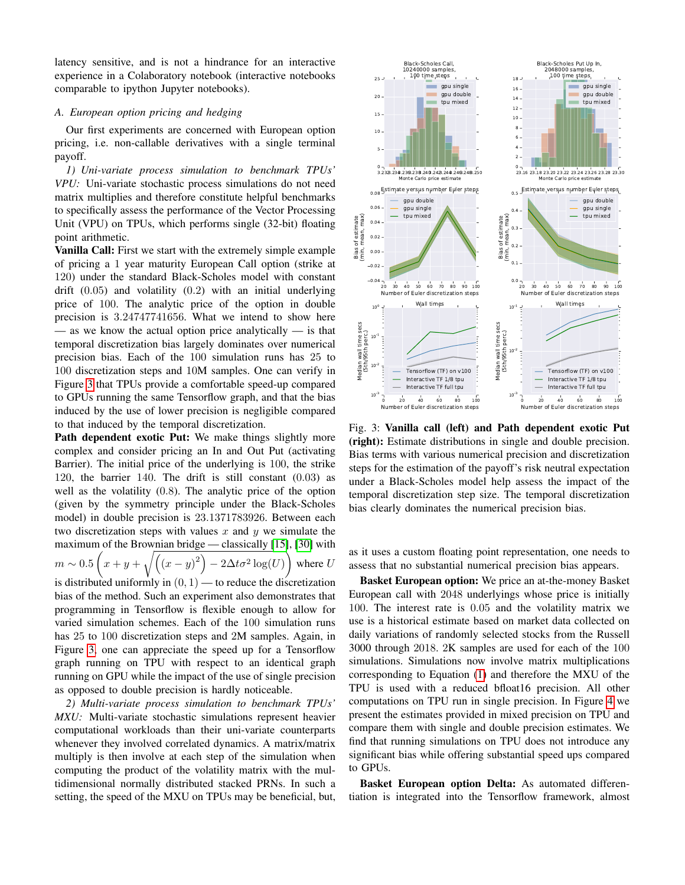latency sensitive, and is not a hindrance for an interactive experience in a Colaboratory notebook (interactive notebooks comparable to ipython Jupyter notebooks).

### *A. European option pricing and hedging*

Our first experiments are concerned with European option pricing, i.e. non-callable derivatives with a single terminal payoff.

*1) Uni-variate process simulation to benchmark TPUs' VPU:* Uni-variate stochastic process simulations do not need matrix multiplies and therefore constitute helpful benchmarks to specifically assess the performance of the Vector Processing Unit (VPU) on TPUs, which performs single (32-bit) floating point arithmetic.

**Vanilla Call:** First we start with the extremely simple example of pricing a 1 year maturity European Call option (strike at 120) under the standard Black-Scholes model with constant drift (0.05) and volatility (0.2) with an initial underlying price of 100. The analytic price of the option in double precision is 3.24747741656. What we intend to show here — as we know the actual option price analytically — is that temporal discretization bias largely dominates over numerical precision bias. Each of the 100 simulation runs has 25 to 100 discretization steps and 10M samples. One can verify in Figure 3 that TPUs provide a comfortable speed-up compared to GPUs running the same Tensorflow graph, and that the bias induced by the use of lower precision is negligible compared to that induced by the temporal discretization.

**Path dependent exotic Put:** We make things slightly more complex and consider pricing an In and Out Put (activating Barrier). The initial price of the underlying is 100, the strike 120, the barrier 140. The drift is still constant (0.03) as well as the volatility (0.8). The analytic price of the option (given by the symmetry principle under the Black-Scholes model) in double precision is 23.1371783926. Between each two discretization steps with values $x$ and $y$ we simulate the maximum of the Brownian bridge — classically [15], [30] with $m \sim 0.5\left(x + y + \sqrt{\left((x-y)^2\right) - 2\Delta t \sigma^2 \log(U)}\right)$ where $U$ is distributed uniformly in $(0,1)$ — to reduce the discretization bias of the method. Such an experiment also demonstrates that programming in Tensorflow is flexible enough to allow for varied simulation schemes. Each of the 100 simulation runs has 25 to 100 discretization steps and 2M samples. Again, in Figure 3, one can appreciate the speed up for a Tensorflow graph running on TPU with respect to an identical graph running on GPU while the impact of the use of single precision as opposed to double precision is hardly noticeable.

*2) Multi-variate process simulation to benchmark TPUs' MXU:* Multi-variate stochastic simulations represent heavier computational workloads than their uni-variate counterparts whenever they involved correlated dynamics. A matrix/matrix multiply is then involve at each step of the simulation when computing the product of the volatility matrix with the multidimensional normally distributed stacked PRNs. In such a setting, the speed of the MXU on TPUs may be beneficial, but, as it uses a custom floating point representation, one needs to assess that no substantial numerical precision bias appears.

Fig. 3: **Vanilla call (left) and Path dependent exotic Put (right):** Estimate distributions in single and double precision. Bias terms with various numerical precision and discretization steps for the estimation of the payoff's risk neutral expectation under a Black-Scholes model help assess the impact of the temporal discretization step size. The temporal discretization bias clearly dominates the numerical precision bias.

**Basket European option:** We price an at-the-money Basket European call with 2048 underlyings whose price is initially 100. The interest rate is 0.05 and the volatility matrix we use is a historical estimate based on market data collected on daily variations of randomly selected stocks from the Russell 3000 through 2018. 2K samples are used for each of the 100 simulations. Simulations now involve matrix multiplications corresponding to Equation (1) and therefore the MXU of the TPU is used with a reduced bfloat16 precision. All other computations on TPU run in single precision. In Figure 4 we present the estimates provided in mixed precision on TPU and compare them with single and double precision estimates. We find that running simulations on TPU does not introduce any significant bias while offering substantial speed ups compared to GPUs.

**Basket European option Delta:** As automated differentiation is integrated into the Tensorflow framework, almost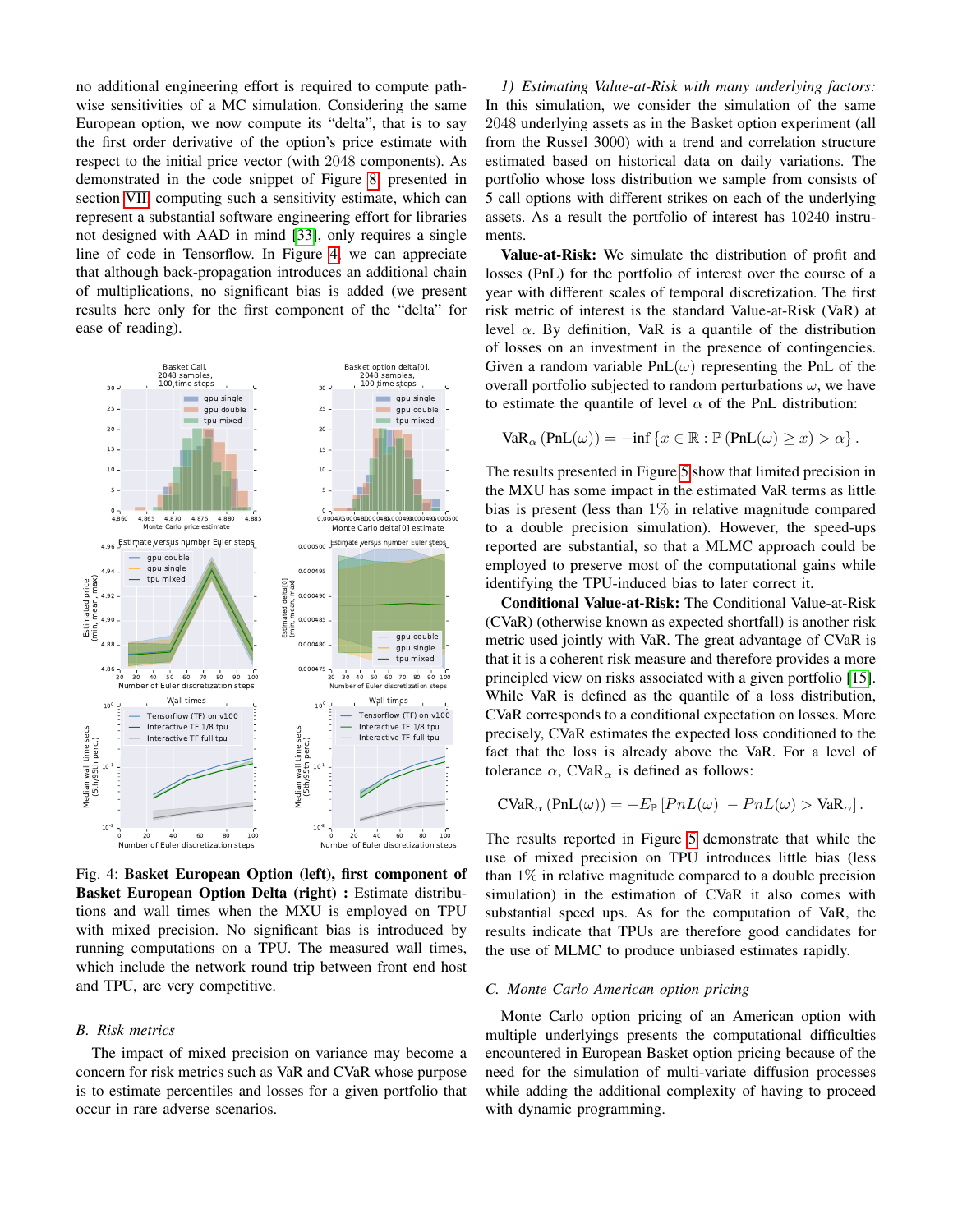no additional engineering effort is required to compute pathwise sensitivities of a MC simulation. Considering the same European option, we now compute its "delta", that is to say the first order derivative of the option's price estimate with respect to the initial price vector (with 2048 components). As demonstrated in the code snippet of Figure 8 presented in section VII, computing such a sensitivity estimate, which can represent a substantial software engineering effort for libraries not designed with AAD in mind [33], only requires a single line of code in Tensorflow. In Figure 4, we can appreciate that although back-propagation introduces an additional chain of multiplications, no significant bias is added (we present results here only for the first component of the "delta" for ease of reading).

Fig. 4: **Basket European Option (left), first component of Basket European Option Delta (right) :** Estimate distributions and wall times when the MXU is employed on TPU with mixed precision. No significant bias is introduced by running computations on a TPU. The measured wall times, which include the network round trip between front end host and TPU, are very competitive.

## B. Risk metrics

The impact of mixed precision on variance may become a concern for risk metrics such as VaR and CVaR whose purpose is to estimate percentiles and losses for a given portfolio that occur in rare adverse scenarios.

*1) Estimating Value-at-Risk with many underlying factors:* In this simulation, we consider the simulation of the same 2048 underlying assets as in the Basket option experiment (all from the Russel 3000) with a trend and correlation structure estimated based on historical data on daily variations. The portfolio whose loss distribution we sample from consists of 5 call options with different strikes on each of the underlying assets. As a result the portfolio of interest has 10240 instruments.

**Value-at-Risk:** We simulate the distribution of profit and losses (PnL) for the portfolio of interest over the course of a year with different scales of temporal discretization. The first risk metric of interest is the standard Value-at-Risk (VaR) at level $\alpha$. By definition, VaR is a quantile of the distribution of losses on an investment in the presence of contingencies. Given a random variable $\text{PnL}(\omega)$ representing the PnL of the overall portfolio subjected to random perturbations $\omega$, we have to estimate the quantile of level $\alpha$ of the PnL distribution:

$$\text{VaR}_\alpha\left(\text{PnL}(\omega)\right) = -\inf\left\{x \in \mathbb{R} : \mathbb{P}\left(\text{PnL}(\omega) \geq x\right) > \alpha\right\}.$$

The results presented in Figure 5 show that limited precision in the MXU has some impact in the estimated VaR terms as little bias is present (less than 1% in relative magnitude compared to a double precision simulation). However, the speed-ups reported are substantial, so that a MLMC approach could be employed to preserve most of the computational gains while identifying the TPU-induced bias to later correct it.

**Conditional Value-at-Risk:** The Conditional Value-at-Risk (CVaR) (otherwise known as expected shortfall) is another risk metric used jointly with VaR. The great advantage of CVaR is that it is a coherent risk measure and therefore provides a more principled view on risks associated with a given portfolio [15]. While VaR is defined as the quantile of a loss distribution, CVaR corresponds to a conditional expectation on losses. More precisely, CVaR estimates the expected loss conditioned to the fact that the loss is already above the VaR. For a level of tolerance $\alpha$, $\text{CVaR}_\alpha$ is defined as follows:

$$\text{CVaR}_\alpha\left(\text{PnL}(\omega)\right) = -E_{\mathbb{P}}\left[PnL(\omega) | -PnL(\omega) > \text{VaR}_\alpha\right].$$

The results reported in Figure 5 demonstrate that while the use of mixed precision on TPU introduces little bias (less than 1% in relative magnitude compared to a double precision simulation) in the estimation of CVaR it also comes with substantial speed ups. As for the computation of VaR, the results indicate that TPUs are therefore good candidates for the use of MLMC to produce unbiased estimates rapidly.

## C. Monte Carlo American option pricing

Monte Carlo option pricing of an American option with multiple underlyings presents the computational difficulties encountered in European Basket option pricing because of the need for the simulation of multi-variate diffusion processes while adding the additional complexity of having to proceed with dynamic programming.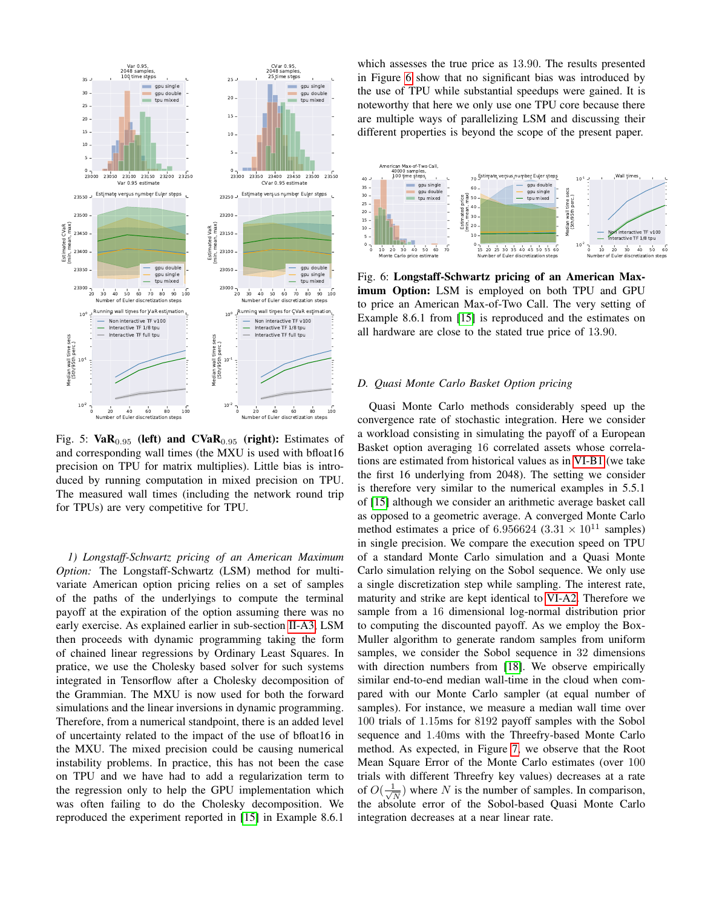Fig. 5: **VaR$_{0.95}$ (left) and CVaR$_{0.95}$ (right):** Estimates of and corresponding wall times (the MXU is used with bfloat16 precision on TPU for matrix multiplies). Little bias is introduced by running computation in mixed precision on TPU. The measured wall times (including the network round trip for TPUs) are very competitive for TPU.

*1) Longstaff-Schwartz pricing of an American Maximum Option:* The Longstaff-Schwartz (LSM) method for multivariate American option pricing relies on a set of samples of the paths of the underlyings to compute the terminal payoff at the expiration of the option assuming there was no early exercise. As explained earlier in sub-section II-A3, LSM then proceeds with dynamic programming taking the form of chained linear regressions by Ordinary Least Squares. In pratice, we use the Cholesky based solver for such systems integrated in Tensorflow after a Cholesky decomposition of the Grammian. The MXU is now used for both the forward simulations and the linear inversions in dynamic programming. Therefore, from a numerical standpoint, there is an added level of uncertainty related to the impact of the use of bfloat16 in the MXU. The mixed precision could be causing numerical instability problems. In practice, this has not been the case on TPU and we have had to add a regularization term to the regression only to help the GPU implementation which was often failing to do the Cholesky decomposition. We reproduced the experiment reported in [15] in Example 8.6.1 which assesses the true price as 13.90. The results presented in Figure 6 show that no significant bias was introduced by the use of TPU while substantial speedups were gained. It is noteworthy that here we only use one TPU core because there are multiple ways of parallelizing LSM and discussing their different properties is beyond the scope of the present paper.

Fig. 6: **Longstaff-Schwartz pricing of an American Maximum Option:** LSM is employed on both TPU and GPU to price an American Max-of-Two Call. The very setting of Example 8.6.1 from [15] is reproduced and the estimates on all hardware are close to the stated true price of 13.90.

### D. Quasi Monte Carlo Basket Option pricing

Quasi Monte Carlo methods considerably speed up the convergence rate of stochastic integration. Here we consider a workload consisting in simulating the payoff of a European Basket option averaging 16 correlated assets whose correlations are estimated from historical values as in VI-B1 (we take the first 16 underlying from 2048). The setting we consider is therefore very similar to the numerical examples in 5.5.1 of [15] although we consider an arithmetic average basket call as opposed to a geometric average. A converged Monte Carlo method estimates a price of 6.956624 ($3.31 \times 10^{11}$ samples) in single precision. We compare the execution speed on TPU of a standard Monte Carlo simulation and a Quasi Monte Carlo simulation relying on the Sobol sequence. We only use a single discretization step while sampling. The interest rate, maturity and strike are kept identical to VI-A2. Therefore we sample from a 16 dimensional log-normal distribution prior to computing the discounted payoff. As we employ the Box-Muller algorithm to generate random samples from uniform samples, we consider the Sobol sequence in 32 dimensions with direction numbers from [18]. We observe empirically similar end-to-end median wall-time in the cloud when compared with our Monte Carlo sampler (at equal number of samples). For instance, we measure a median wall time over 100 trials of 1.15ms for 8192 payoff samples with the Sobol sequence and 1.40ms with the Threefry-based Monte Carlo method. As expected, in Figure 7, we observe that the Root Mean Square Error of the Monte Carlo estimates (over 100 trials with different Threefry key values) decreases at a rate of $O(\frac{1}{\sqrt{N}})$ where $N$ is the number of samples. In comparison, the absolute error of the Sobol-based Quasi Monte Carlo integration decreases at a near linear rate.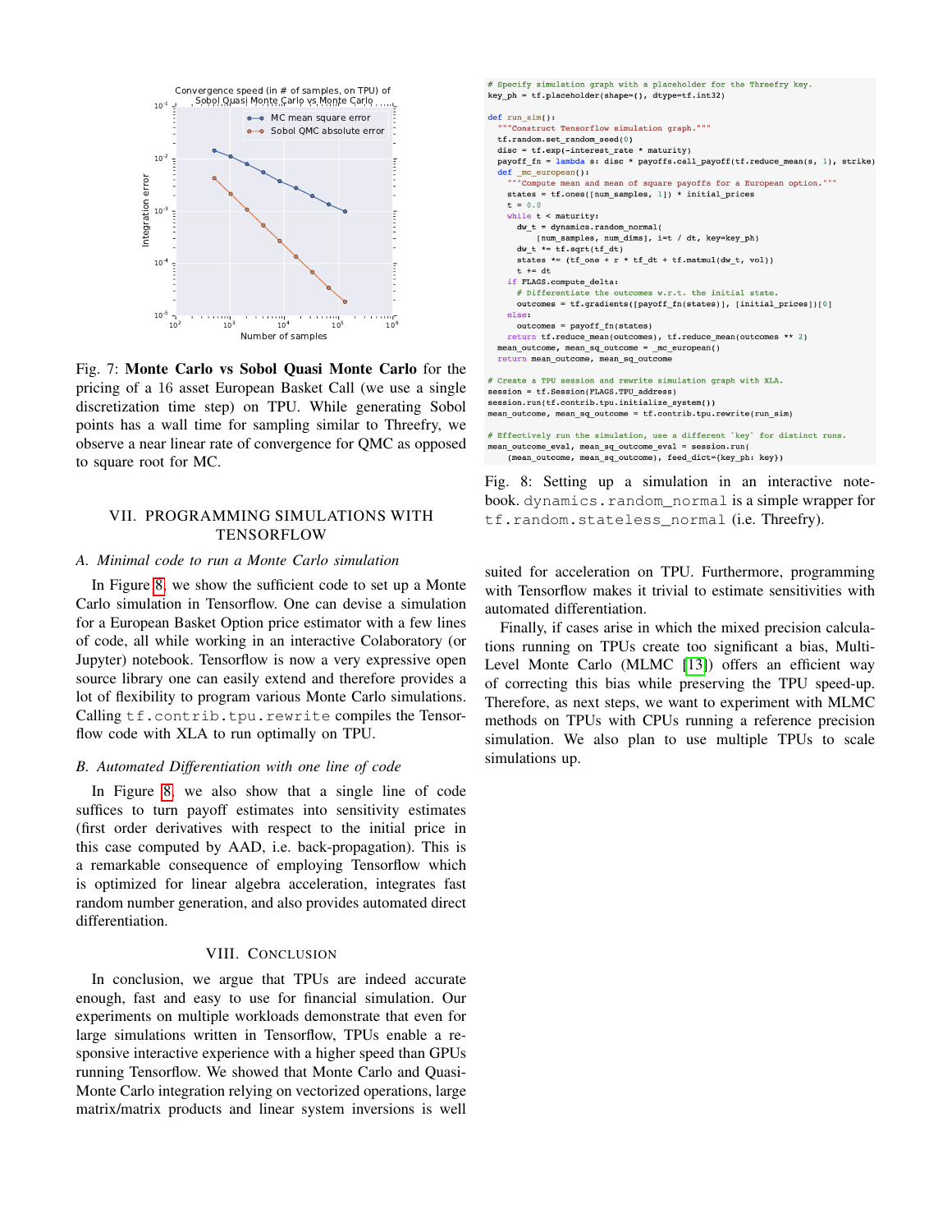Fig. 7: **Monte Carlo vs Sobol Quasi Monte Carlo** for the pricing of a 16 asset European Basket Call (we use a single discretization time step) on TPU. While generating Sobol points has a wall time for sampling similar to Threefry, we observe a near linear rate of convergence for QMC as opposed to square root for MC.

```python
# Specify simulation graph with a placeholder for the Threefry key.
key_ph = tf.placeholder(shape=(), dtype=tf.int32)

def run_sim():
  """Construct Tensorflow simulation graph."""
  tf.random.set_random_seed(0)
  disc = tf.exp(-interest_rate * maturity)
  payoff_fn = lambda s: disc * payoffs.call_payoff(tf.reduce_mean(s, 1), strike)
  def _mc_european():
    """Compute mean and mean of square payoffs for a European option."""
    states = tf.ones([num_samples, 1]) * initial_prices
    t = 0.0
    while t < maturity:
      dw_t = dynamics.random_normal(
          [num_samples, num_dims], i=t / dt, key=key_ph)
      dw_t *= tf.sqrt(tf_dt)
      states *= (tf_one + r * tf_dt + tf.matmul(dw_t, vol))
      t += dt
    if FLAGS.compute_delta:
      # Differentiate the outcomes w.r.t. the initial state.
      outcomes = tf.gradients([payoff_fn(states)], [initial_prices])[0]
    else:
      outcomes = payoff_fn(states)
    return tf.reduce_mean(outcomes), tf.reduce_mean(outcomes ** 2)
  mean_outcome, mean_sq_outcome = _mc_european()
  return mean_outcome, mean_sq_outcome

# Create a TPU session and rewrite simulation graph with XLA.
session = tf.Session(FLAGS.TPU_address)
session.run(tf.contrib.tpu.initialize_system())
mean_outcome, mean_sq_outcome = tf.contrib.tpu.rewrite(run_sim)

# Effectively run the simulation, use a different `key` for distinct runs.
mean_outcome_eval, mean_sq_outcome_eval = session.run(
    (mean_outcome, mean_sq_outcome), feed_dict={key_ph: key})
```

Fig. 8: Setting up a simulation in an interactive notebook. `dynamics.random_normal` is a simple wrapper for `tf.random.stateless_normal` (i.e. Threefry).

## VII. Programming Simulations with Tensorflow

### A. Minimal code to run a Monte Carlo simulation

In Figure 8, we show the sufficient code to set up a Monte Carlo simulation in Tensorflow. One can devise a simulation for a European Basket Option price estimator with a few lines of code, all while working in an interactive Colaboratory (or Jupyter) notebook. Tensorflow is now a very expressive open source library one can easily extend and therefore provides a lot of flexibility to program various Monte Carlo simulations. Calling `tf.contrib.tpu.rewrite` compiles the Tensorflow code with XLA to run optimally on TPU.

### B. Automated Differentiation with one line of code

In Figure 8, we also show that a single line of code suffices to turn payoff estimates into sensitivity estimates (first order derivatives with respect to the initial price in this case computed by AAD, i.e. back-propagation). This is a remarkable consequence of employing Tensorflow which is optimized for linear algebra acceleration, integrates fast random number generation, and also provides automated direct differentiation.

## VIII. Conclusion

In conclusion, we argue that TPUs are indeed accurate enough, fast and easy to use for financial simulation. Our experiments on multiple workloads demonstrate that even for large simulations written in Tensorflow, TPUs enable a responsive interactive experience with a higher speed than GPUs running Tensorflow. We showed that Monte Carlo and Quasi-Monte Carlo integration relying on vectorized operations, large matrix/matrix products and linear system inversions is well suited for acceleration on TPU. Furthermore, programming with Tensorflow makes it trivial to estimate sensitivities with automated differentiation.

Finally, if cases arise in which the mixed precision calculations running on TPUs create too significant a bias, Multi-Level Monte Carlo (MLMC [13]) offers an efficient way of correcting this bias while preserving the TPU speed-up. Therefore, as next steps, we want to experiment with MLMC methods on TPUs with CPUs running a reference precision simulation. We also plan to use multiple TPUs to scale simulations up.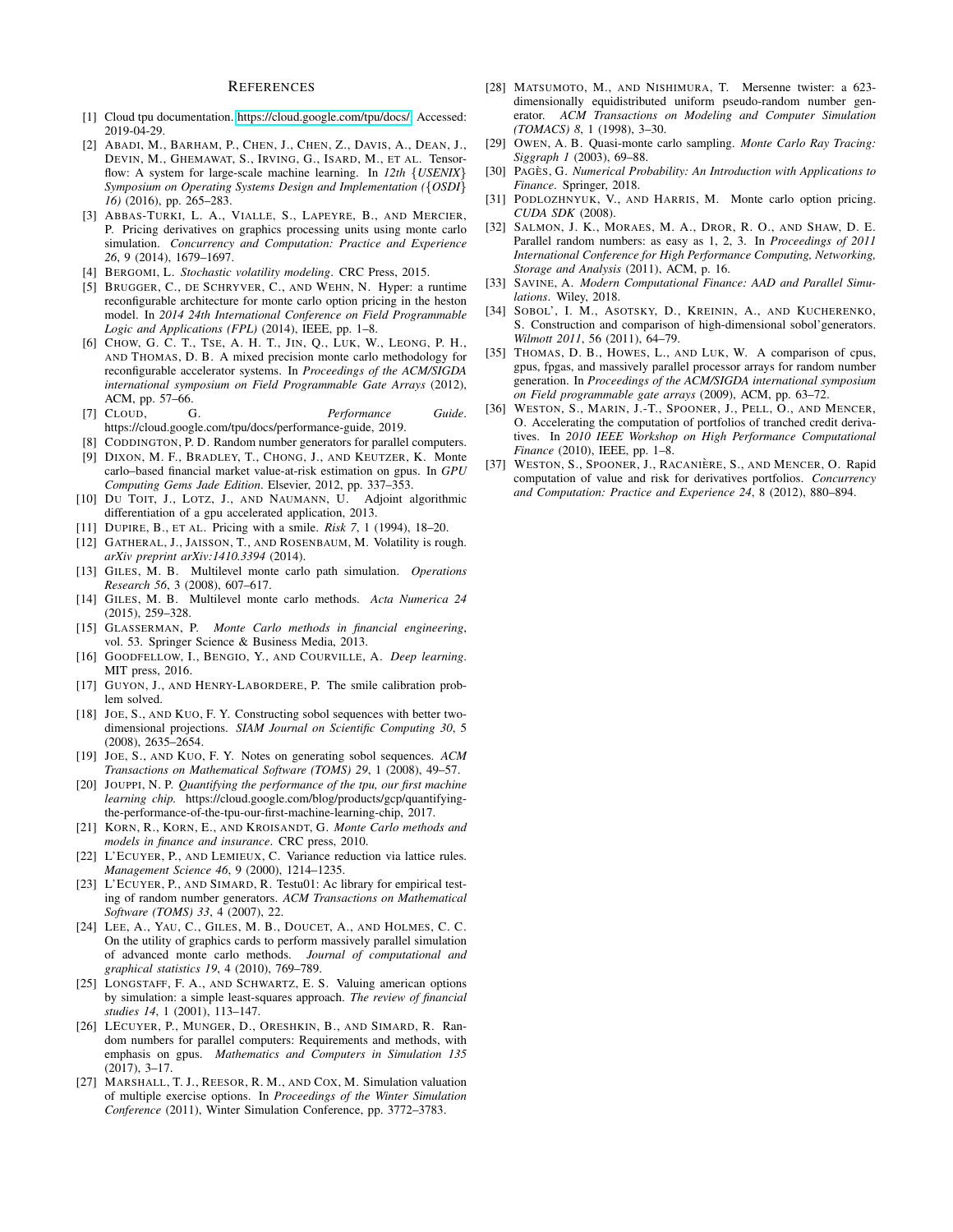## REFERENCES

[1] Cloud tpu documentation. https://cloud.google.com/tpu/docs/. Accessed: 2019-04-29.

[2] ABADI, M., BARHAM, P., CHEN, J., CHEN, Z., DAVIS, A., DEAN, J., DEVIN, M., GHEMAWAT, S., IRVING, G., ISARD, M., ET AL. Tensorflow: A system for large-scale machine learning. In *12th {USENIX} Symposium on Operating Systems Design and Implementation ({OSDI} 16)* (2016), pp. 265–283.

[3] ABBAS-TURKI, L. A., VIALLE, S., LAPEYRE, B., AND MERCIER, P. Pricing derivatives on graphics processing units using monte carlo simulation. *Concurrency and Computation: Practice and Experience 26*, 9 (2014), 1679–1697.

[4] BERGOMI, L. *Stochastic volatility modeling*. CRC Press, 2015.

[5] BRUGGER, C., DE SCHRYVER, C., AND WEHN, N. Hyper: a runtime reconfigurable architecture for monte carlo option pricing in the heston model. In *2014 24th International Conference on Field Programmable Logic and Applications (FPL)* (2014), IEEE, pp. 1–8.

[6] CHOW, G. C. T., TSE, A. H. T., JIN, Q., LUK, W., LEONG, P. H., AND THOMAS, D. B. A mixed precision monte carlo methodology for reconfigurable accelerator systems. In *Proceedings of the ACM/SIGDA international symposium on Field Programmable Gate Arrays* (2012), ACM, pp. 57–66.

[7] CLOUD, G. *Performance Guide*. https://cloud.google.com/tpu/docs/performance-guide, 2019.

[8] CODDINGTON, P. D. Random number generators for parallel computers.

[9] DIXON, M. F., BRADLEY, T., CHONG, J., AND KEUTZER, K. Monte carlo–based financial market value-at-risk estimation on gpus. In *GPU Computing Gems Jade Edition*. Elsevier, 2012, pp. 337–353.

[10] DU TOIT, J., LOTZ, J., AND NAUMANN, U. Adjoint algorithmic differentiation of a gpu accelerated application, 2013.

[11] DUPIRE, B., ET AL. Pricing with a smile. *Risk 7*, 1 (1994), 18–20.

[12] GATHERAL, J., JAISSON, T., AND ROSENBAUM, M. Volatility is rough. *arXiv preprint arXiv:1410.3394* (2014).

[13] GILES, M. B. Multilevel monte carlo path simulation. *Operations Research 56*, 3 (2008), 607–617.

[14] GILES, M. B. Multilevel monte carlo methods. *Acta Numerica 24* (2015), 259–328.

[15] GLASSERMAN, P. *Monte Carlo methods in financial engineering*, vol. 53. Springer Science & Business Media, 2013.

[16] GOODFELLOW, I., BENGIO, Y., AND COURVILLE, A. *Deep learning*. MIT press, 2016.

[17] GUYON, J., AND HENRY-LABORDERE, P. The smile calibration problem solved.

[18] JOE, S., AND KUO, F. Y. Constructing sobol sequences with better two-dimensional projections. *SIAM Journal on Scientific Computing 30*, 5 (2008), 2635–2654.

[19] JOE, S., AND KUO, F. Y. Notes on generating sobol sequences. *ACM Transactions on Mathematical Software (TOMS) 29*, 1 (2008), 49–57.

[20] JOUPPI, N. P. *Quantifying the performance of the tpu, our first machine learning chip.* https://cloud.google.com/blog/products/gcp/quantifying-the-performance-of-the-tpu-our-first-machine-learning-chip, 2017.

[21] KORN, R., KORN, E., AND KROISANDT, G. *Monte Carlo methods and models in finance and insurance*. CRC press, 2010.

[22] L'ECUYER, P., AND LEMIEUX, C. Variance reduction via lattice rules. *Management Science 46*, 9 (2000), 1214–1235.

[23] L'ECUYER, P., AND SIMARD, R. Testu01: Ac library for empirical testing of random number generators. *ACM Transactions on Mathematical Software (TOMS) 33*, 4 (2007), 22.

[24] LEE, A., YAU, C., GILES, M. B., DOUCET, A., AND HOLMES, C. C. On the utility of graphics cards to perform massively parallel simulation of advanced monte carlo methods. *Journal of computational and graphical statistics 19*, 4 (2010), 769–789.

[25] LONGSTAFF, F. A., AND SCHWARTZ, E. S. Valuing american options by simulation: a simple least-squares approach. *The review of financial studies 14*, 1 (2001), 113–147.

[26] LECUYER, P., MUNGER, D., ORESHKIN, B., AND SIMARD, R. Random numbers for parallel computers: Requirements and methods, with emphasis on gpus. *Mathematics and Computers in Simulation 135* (2017), 3–17.

[27] MARSHALL, T. J., REESOR, R. M., AND COX, M. Simulation valuation of multiple exercise options. In *Proceedings of the Winter Simulation Conference* (2011), Winter Simulation Conference, pp. 3772–3783.

[28] MATSUMOTO, M., AND NISHIMURA, T. Mersenne twister: a 623-dimensionally equidistributed uniform pseudo-random number generator. *ACM Transactions on Modeling and Computer Simulation (TOMACS) 8*, 1 (1998), 3–30.

[29] OWEN, A. B. Quasi-monte carlo sampling. *Monte Carlo Ray Tracing: Siggraph 1* (2003), 69–88.

[30] PAGÈS, G. *Numerical Probability: An Introduction with Applications to Finance*. Springer, 2018.

[31] PODLOZHNYUK, V., AND HARRIS, M. Monte carlo option pricing. *CUDA SDK* (2008).

[32] SALMON, J. K., MORAES, M. A., DROR, R. O., AND SHAW, D. E. Parallel random numbers: as easy as 1, 2, 3. In *Proceedings of 2011 International Conference for High Performance Computing, Networking, Storage and Analysis* (2011), ACM, p. 16.

[33] SAVINE, A. *Modern Computational Finance: AAD and Parallel Simulations*. Wiley, 2018.

[34] SOBOL', I. M., ASOTSKY, D., KREININ, A., AND KUCHERENKO, S. Construction and comparison of high-dimensional sobol'generators. *Wilmott 2011*, 56 (2011), 64–79.

[35] THOMAS, D. B., HOWES, L., AND LUK, W. A comparison of cpus, gpus, fpgas, and massively parallel processor arrays for random number generation. In *Proceedings of the ACM/SIGDA international symposium on Field programmable gate arrays* (2009), ACM, pp. 63–72.

[36] WESTON, S., MARIN, J.-T., SPOONER, J., PELL, O., AND MENCER, O. Accelerating the computation of portfolios of tranched credit derivatives. In *2010 IEEE Workshop on High Performance Computational Finance* (2010), IEEE, pp. 1–8.

[37] WESTON, S., SPOONER, J., RACANIÈRE, S., AND MENCER, O. Rapid computation of value and risk for derivatives portfolios. *Concurrency and Computation: Practice and Experience 24*, 8 (2012), 880–894.